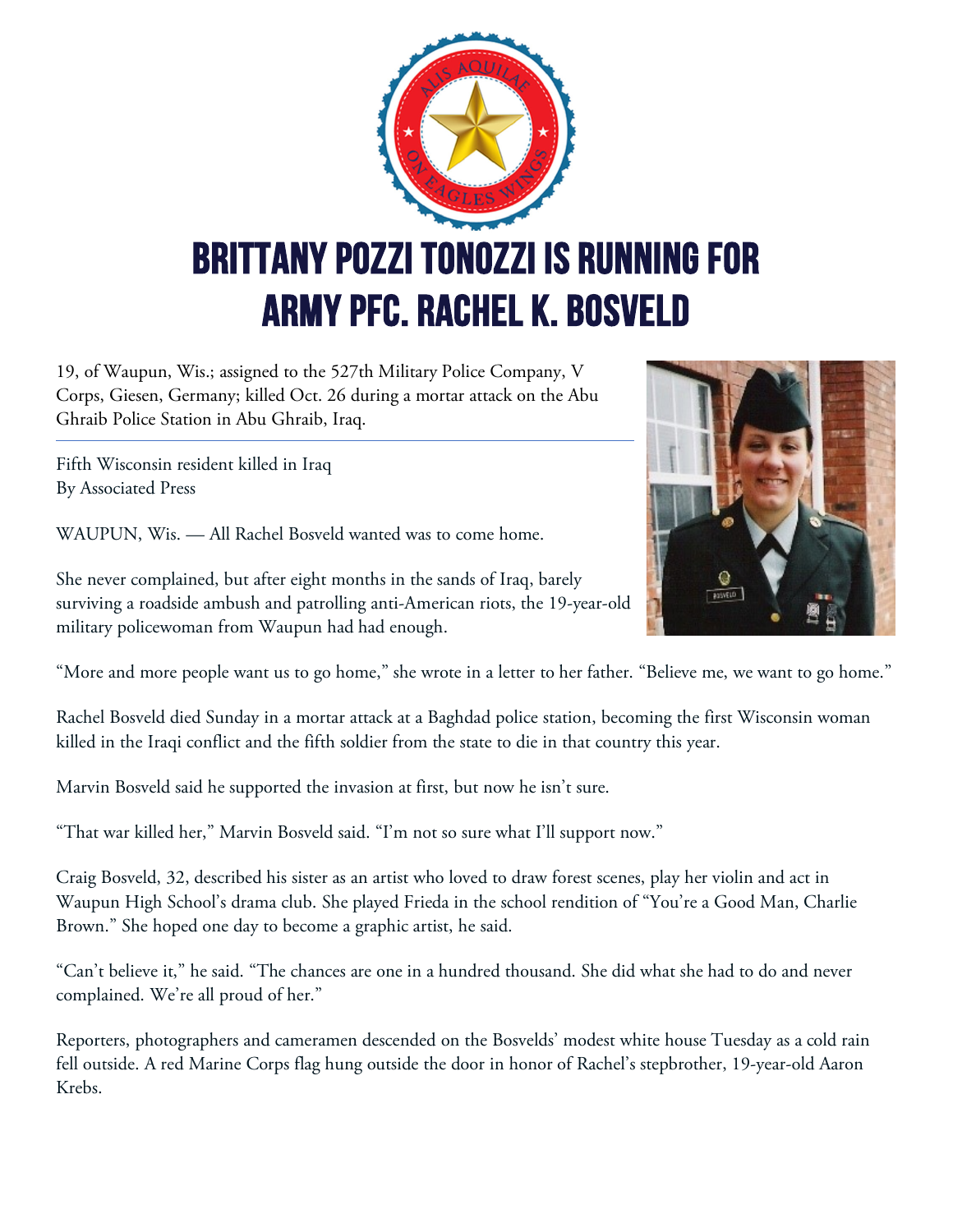# BRITTANY POZZI TONOZZI IS RUNNING FOR ARMY PFC. RACHEL K. BOSVELD

19, of Waupun, Wis.; assigned to the 527th Military Police Company, V Corps, Giesen, Germany; killed Oct. 26 during a mortar attack on the Abu Ghraib Police Station in Abu Ghraib, Iraq.

---

Fifth Wisconsin resident killed in Iraq
By Associated Press

WAUPUN, Wis. — All Rachel Bosveld wanted was to come home.

She never complained, but after eight months in the sands of Iraq, barely surviving a roadside ambush and patrolling anti-American riots, the 19-year-old military policewoman from Waupun had had enough.

"More and more people want us to go home," she wrote in a letter to her father. "Believe me, we want to go home."

Rachel Bosveld died Sunday in a mortar attack at a Baghdad police station, becoming the first Wisconsin woman killed in the Iraqi conflict and the fifth soldier from the state to die in that country this year.

Marvin Bosveld said he supported the invasion at first, but now he isn't sure.

"That war killed her," Marvin Bosveld said. "I'm not so sure what I'll support now."

Craig Bosveld, 32, described his sister as an artist who loved to draw forest scenes, play her violin and act in Waupun High School's drama club. She played Frieda in the school rendition of "You're a Good Man, Charlie Brown." She hoped one day to become a graphic artist, he said.

"Can't believe it," he said. "The chances are one in a hundred thousand. She did what she had to do and never complained. We're all proud of her."

Reporters, photographers and cameramen descended on the Bosvelds' modest white house Tuesday as a cold rain fell outside. A red Marine Corps flag hung outside the door in honor of Rachel's stepbrother, 19-year-old Aaron Krebs.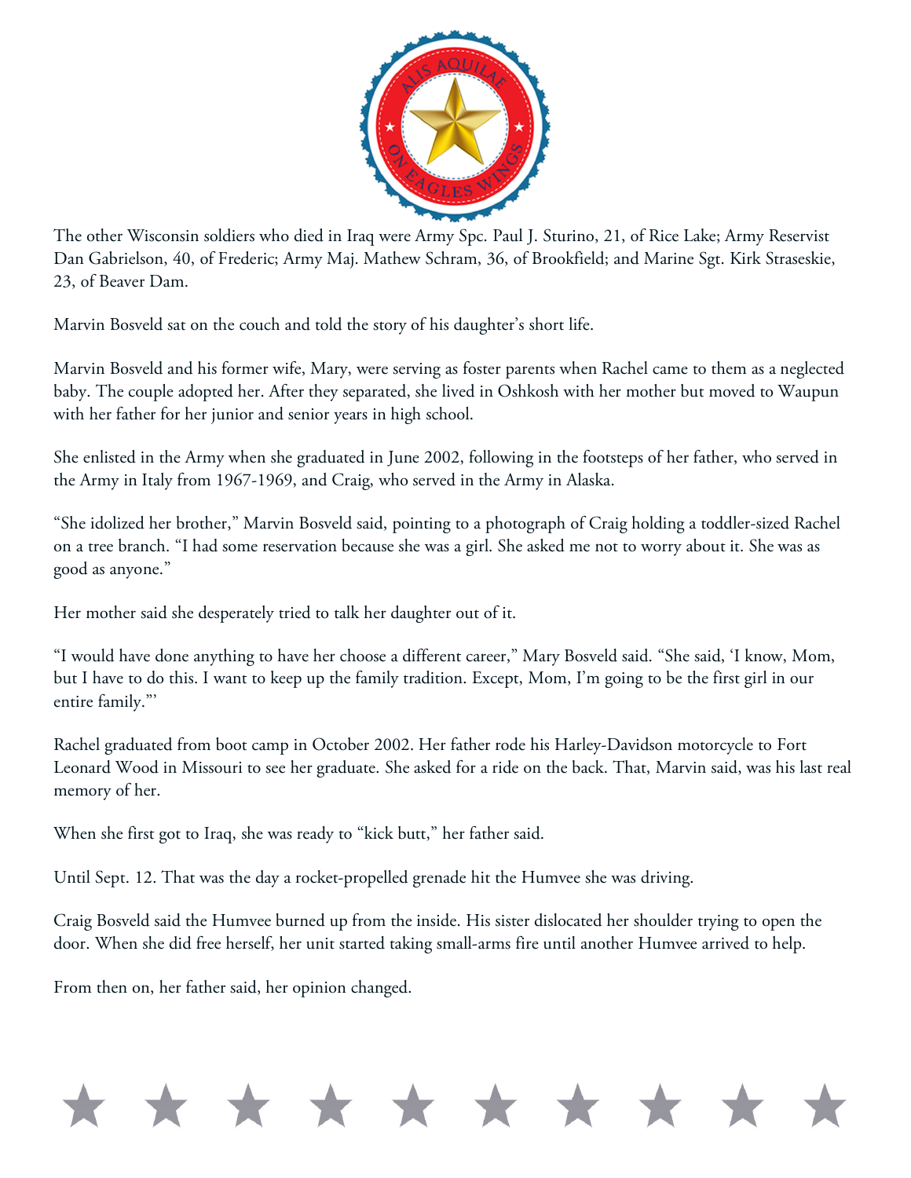The other Wisconsin soldiers who died in Iraq were Army Spc. Paul J. Sturino, 21, of Rice Lake; Army Reservist Dan Gabrielson, 40, of Frederic; Army Maj. Mathew Schram, 36, of Brookfield; and Marine Sgt. Kirk Straseskie, 23, of Beaver Dam.

Marvin Bosveld sat on the couch and told the story of his daughter's short life.

Marvin Bosveld and his former wife, Mary, were serving as foster parents when Rachel came to them as a neglected baby. The couple adopted her. After they separated, she lived in Oshkosh with her mother but moved to Waupun with her father for her junior and senior years in high school.

She enlisted in the Army when she graduated in June 2002, following in the footsteps of her father, who served in the Army in Italy from 1967-1969, and Craig, who served in the Army in Alaska.

"She idolized her brother," Marvin Bosveld said, pointing to a photograph of Craig holding a toddler-sized Rachel on a tree branch. "I had some reservation because she was a girl. She asked me not to worry about it. She was as good as anyone."

Her mother said she desperately tried to talk her daughter out of it.

"I would have done anything to have her choose a different career," Mary Bosveld said. "She said, 'I know, Mom, but I have to do this. I want to keep up the family tradition. Except, Mom, I'm going to be the first girl in our entire family."'

Rachel graduated from boot camp in October 2002. Her father rode his Harley-Davidson motorcycle to Fort Leonard Wood in Missouri to see her graduate. She asked for a ride on the back. That, Marvin said, was his last real memory of her.

When she first got to Iraq, she was ready to "kick butt," her father said.

Until Sept. 12. That was the day a rocket-propelled grenade hit the Humvee she was driving.

Craig Bosveld said the Humvee burned up from the inside. His sister dislocated her shoulder trying to open the door. When she did free herself, her unit started taking small-arms fire until another Humvee arrived to help.

From then on, her father said, her opinion changed.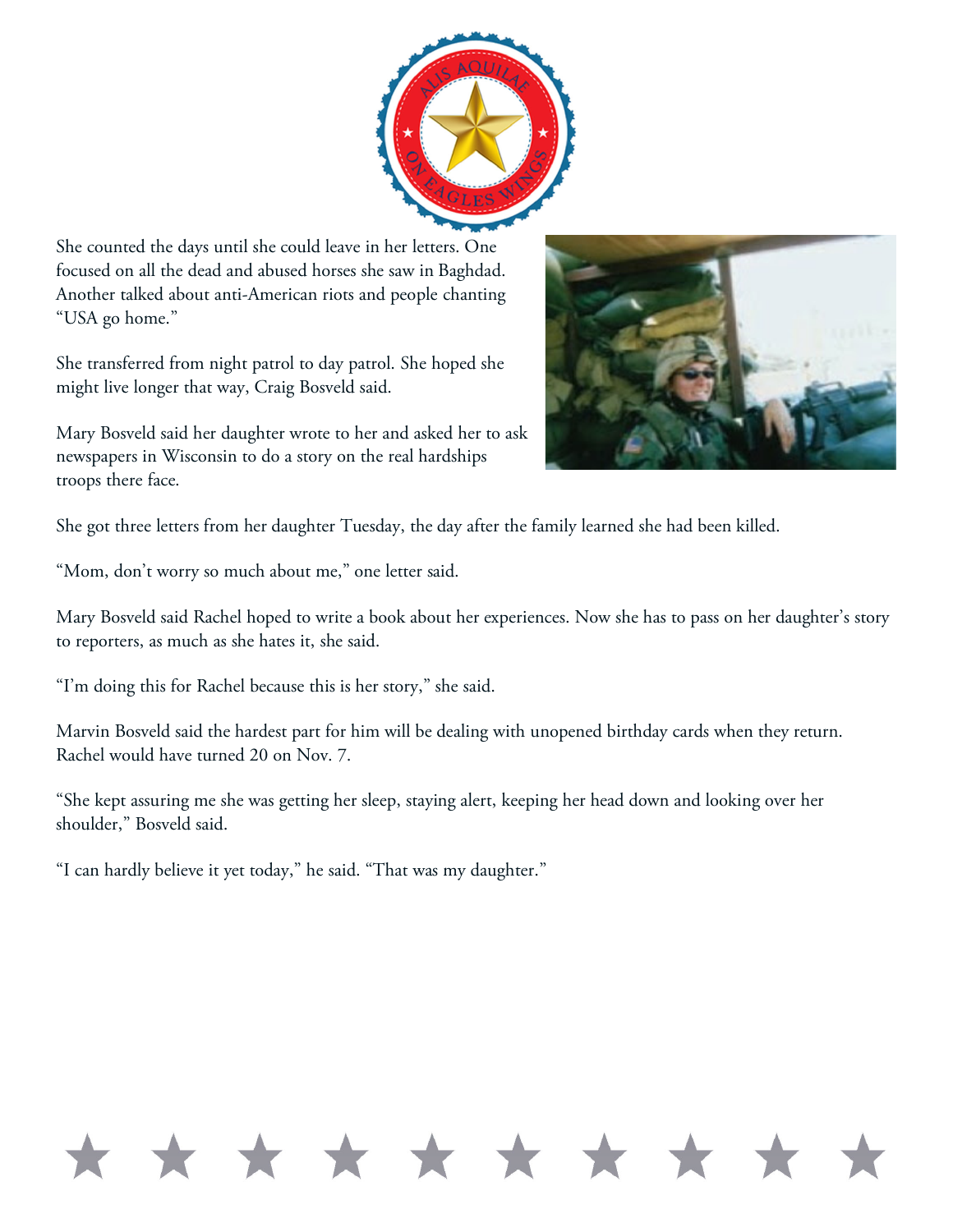She counted the days until she could leave in her letters. One focused on all the dead and abused horses she saw in Baghdad. Another talked about anti-American riots and people chanting "USA go home."

She transferred from night patrol to day patrol. She hoped she might live longer that way, Craig Bosveld said.

Mary Bosveld said her daughter wrote to her and asked her to ask newspapers in Wisconsin to do a story on the real hardships troops there face.

She got three letters from her daughter Tuesday, the day after the family learned she had been killed.

"Mom, don't worry so much about me," one letter said.

Mary Bosveld said Rachel hoped to write a book about her experiences. Now she has to pass on her daughter's story to reporters, as much as she hates it, she said.

"I'm doing this for Rachel because this is her story," she said.

Marvin Bosveld said the hardest part for him will be dealing with unopened birthday cards when they return. Rachel would have turned 20 on Nov. 7.

"She kept assuring me she was getting her sleep, staying alert, keeping her head down and looking over her shoulder," Bosveld said.

"I can hardly believe it yet today," he said. "That was my daughter."